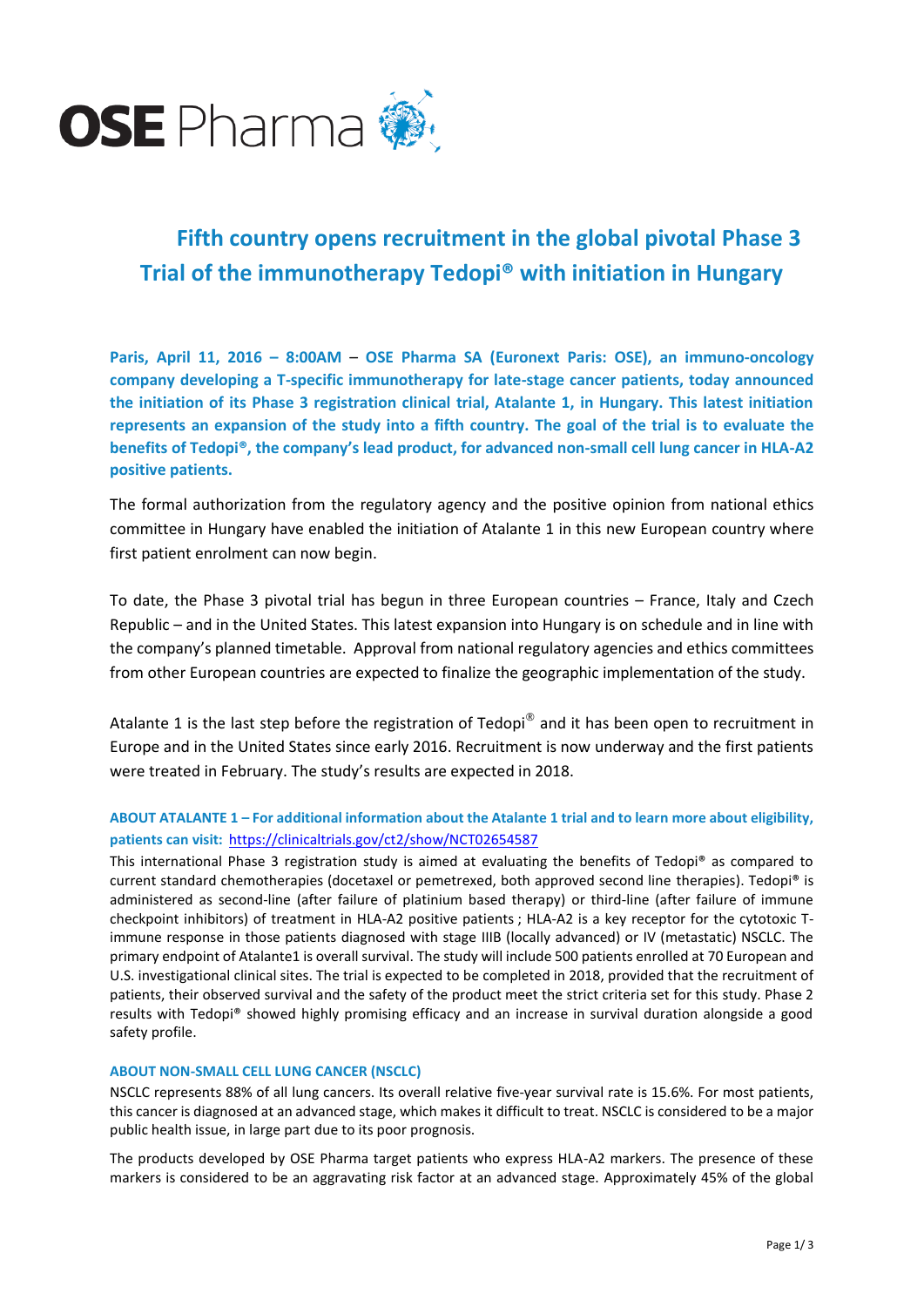OSE Pharma

# Fifth country opens recruitment in the global pivotal Phase 3 Trial of the immunotherapy Tedopi® with initiation in Hungary

**Paris, April 11, 2016 – 8:00AM – OSE Pharma SA (Euronext Paris: OSE), an immuno-oncology company developing a T-specific immunotherapy for late-stage cancer patients, today announced the initiation of its Phase 3 registration clinical trial, Atalante 1, in Hungary. This latest initiation represents an expansion of the study into a fifth country. The goal of the trial is to evaluate the benefits of Tedopi®, the company's lead product, for advanced non-small cell lung cancer in HLA-A2 positive patients.**

The formal authorization from the regulatory agency and the positive opinion from national ethics committee in Hungary have enabled the initiation of Atalante 1 in this new European country where first patient enrolment can now begin.

To date, the Phase 3 pivotal trial has begun in three European countries – France, Italy and Czech Republic – and in the United States. This latest expansion into Hungary is on schedule and in line with the company's planned timetable. Approval from national regulatory agencies and ethics committees from other European countries are expected to finalize the geographic implementation of the study.

Atalante 1 is the last step before the registration of Tedopi® and it has been open to recruitment in Europe and in the United States since early 2016. Recruitment is now underway and the first patients were treated in February. The study's results are expected in 2018.

### ABOUT ATALANTE 1 – For additional information about the Atalante 1 trial and to learn more about eligibility, patients can visit: https://clinicaltrials.gov/ct2/show/NCT02654587

This international Phase 3 registration study is aimed at evaluating the benefits of Tedopi® as compared to current standard chemotherapies (docetaxel or pemetrexed, both approved second line therapies). Tedopi® is administered as second-line (after failure of platinium based therapy) or third-line (after failure of immune checkpoint inhibitors) of treatment in HLA-A2 positive patients ; HLA-A2 is a key receptor for the cytotoxic T-immune response in those patients diagnosed with stage IIIB (locally advanced) or IV (metastatic) NSCLC. The primary endpoint of Atalante1 is overall survival. The study will include 500 patients enrolled at 70 European and U.S. investigational clinical sites. The trial is expected to be completed in 2018, provided that the recruitment of patients, their observed survival and the safety of the product meet the strict criteria set for this study. Phase 2 results with Tedopi® showed highly promising efficacy and an increase in survival duration alongside a good safety profile.

### ABOUT NON-SMALL CELL LUNG CANCER (NSCLC)

NSCLC represents 88% of all lung cancers. Its overall relative five-year survival rate is 15.6%. For most patients, this cancer is diagnosed at an advanced stage, which makes it difficult to treat. NSCLC is considered to be a major public health issue, in large part due to its poor prognosis.

The products developed by OSE Pharma target patients who express HLA-A2 markers. The presence of these markers is considered to be an aggravating risk factor at an advanced stage. Approximately 45% of the global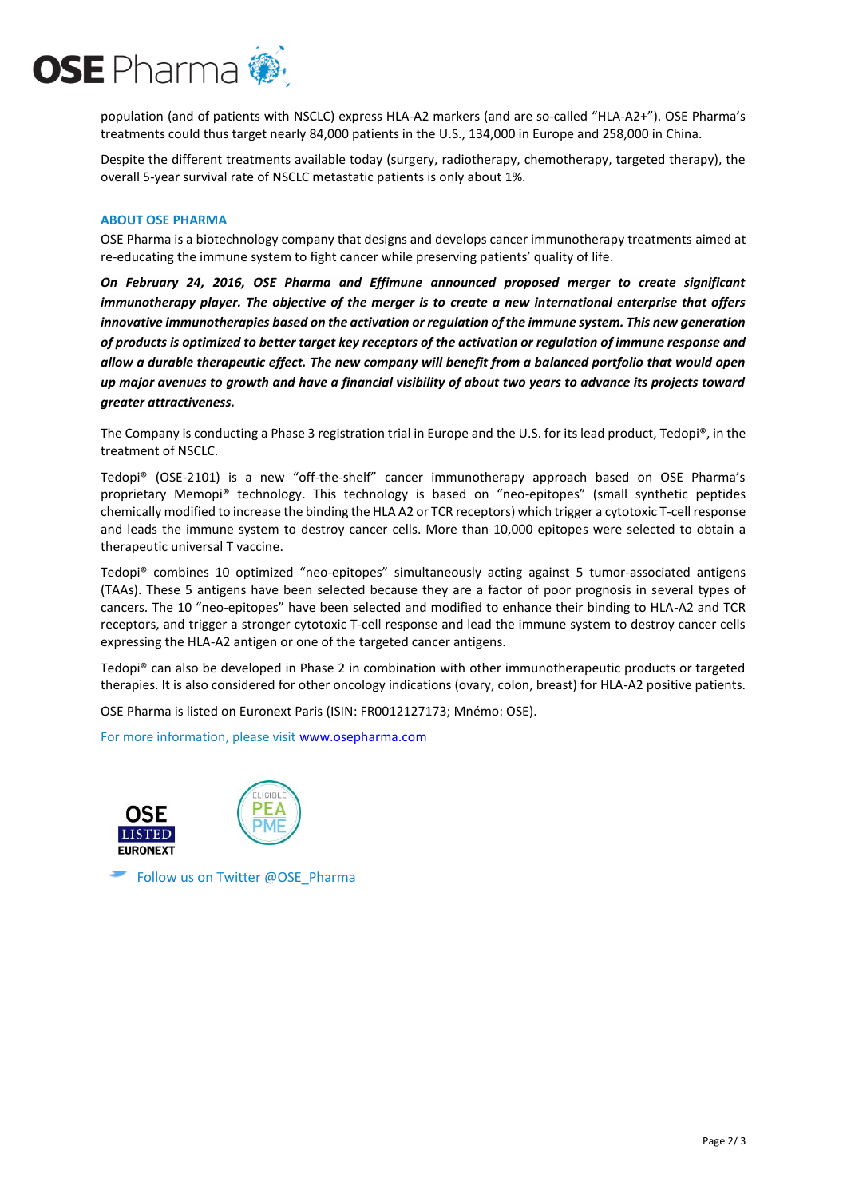population (and of patients with NSCLC) express HLA-A2 markers (and are so-called "HLA-A2+"). OSE Pharma's treatments could thus target nearly 84,000 patients in the U.S., 134,000 in Europe and 258,000 in China.

Despite the different treatments available today (surgery, radiotherapy, chemotherapy, targeted therapy), the overall 5-year survival rate of NSCLC metastatic patients is only about 1%.

## ABOUT OSE PHARMA

OSE Pharma is a biotechnology company that designs and develops cancer immunotherapy treatments aimed at re-educating the immune system to fight cancer while preserving patients' quality of life.

***On February 24, 2016, OSE Pharma and Effimune announced proposed merger to create significant immunotherapy player. The objective of the merger is to create a new international enterprise that offers innovative immunotherapies based on the activation or regulation of the immune system. This new generation of products is optimized to better target key receptors of the activation or regulation of immune response and allow a durable therapeutic effect. The new company will benefit from a balanced portfolio that would open up major avenues to growth and have a financial visibility of about two years to advance its projects toward greater attractiveness.***

The Company is conducting a Phase 3 registration trial in Europe and the U.S. for its lead product, Tedopi®, in the treatment of NSCLC.

Tedopi® (OSE-2101) is a new "off-the-shelf" cancer immunotherapy approach based on OSE Pharma's proprietary Memopi® technology. This technology is based on "neo-epitopes" (small synthetic peptides chemically modified to increase the binding the HLA A2 or TCR receptors) which trigger a cytotoxic T-cell response and leads the immune system to destroy cancer cells. More than 10,000 epitopes were selected to obtain a therapeutic universal T vaccine.

Tedopi® combines 10 optimized "neo-epitopes" simultaneously acting against 5 tumor-associated antigens (TAAs). These 5 antigens have been selected because they are a factor of poor prognosis in several types of cancers. The 10 "neo-epitopes" have been selected and modified to enhance their binding to HLA-A2 and TCR receptors, and trigger a stronger cytotoxic T-cell response and lead the immune system to destroy cancer cells expressing the HLA-A2 antigen or one of the targeted cancer antigens.

Tedopi® can also be developed in Phase 2 in combination with other immunotherapeutic products or targeted therapies. It is also considered for other oncology indications (ovary, colon, breast) for HLA-A2 positive patients.

OSE Pharma is listed on Euronext Paris (ISIN: FR0012127173; Mnémo: OSE).

For more information, please visit www.osepharma.com

Follow us on Twitter @OSE_Pharma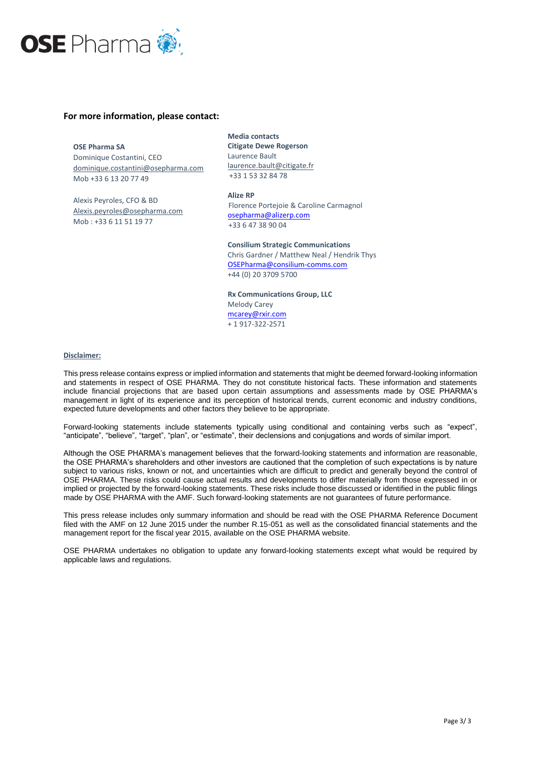OSE Pharma

**For more information, please contact:**

**OSE Pharma SA**
Dominique Costantini, CEO
dominique.costantini@osepharma.com
Mob +33 6 13 20 77 49

Alexis Peyroles, CFO & BD
Alexis.peyroles@osepharma.com
Mob : +33 6 11 51 19 77

**Media contacts**
**Citigate Dewe Rogerson**
Laurence Bault
laurence.bault@citigate.fr
+33 1 53 32 84 78

**Alize RP**
Florence Portejoie & Caroline Carmagnol
osepharma@alizerp.com
+33 6 47 38 90 04

**Consilium Strategic Communications**
Chris Gardner / Matthew Neal / Hendrik Thys
OSEPharma@consilium-comms.com
+44 (0) 20 3709 5700

**Rx Communications Group, LLC**
Melody Carey
mcarey@rxir.com
+ 1 917-322-2571

**Disclaimer:**

This press release contains express or implied information and statements that might be deemed forward-looking information and statements in respect of OSE PHARMA. They do not constitute historical facts. These information and statements include financial projections that are based upon certain assumptions and assessments made by OSE PHARMA's management in light of its experience and its perception of historical trends, current economic and industry conditions, expected future developments and other factors they believe to be appropriate.

Forward-looking statements include statements typically using conditional and containing verbs such as "expect", "anticipate", "believe", "target", "plan", or "estimate", their declensions and conjugations and words of similar import.

Although the OSE PHARMA's management believes that the forward-looking statements and information are reasonable, the OSE PHARMA's shareholders and other investors are cautioned that the completion of such expectations is by nature subject to various risks, known or not, and uncertainties which are difficult to predict and generally beyond the control of OSE PHARMA. These risks could cause actual results and developments to differ materially from those expressed in or implied or projected by the forward-looking statements. These risks include those discussed or identified in the public filings made by OSE PHARMA with the AMF. Such forward-looking statements are not guarantees of future performance.

This press release includes only summary information and should be read with the OSE PHARMA Reference Document filed with the AMF on 12 June 2015 under the number R.15-051 as well as the consolidated financial statements and the management report for the fiscal year 2015, available on the OSE PHARMA website.

OSE PHARMA undertakes no obligation to update any forward-looking statements except what would be required by applicable laws and regulations.